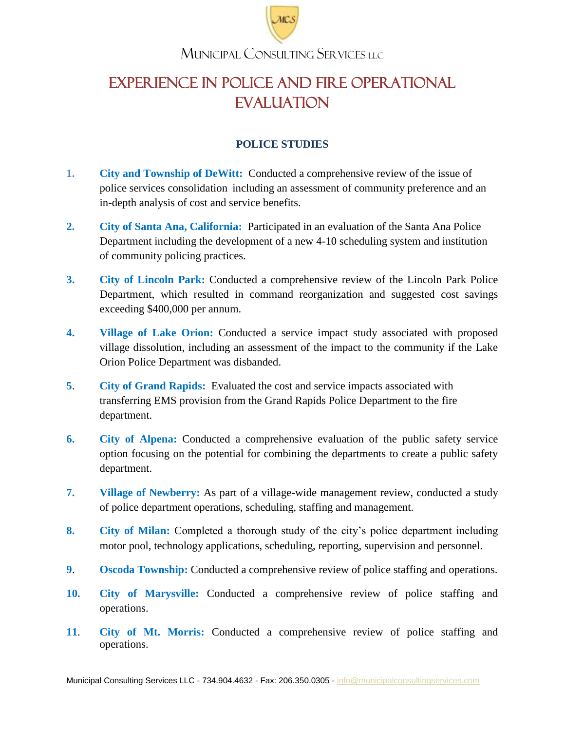Municipal Consulting Services LLC

# EXPERIENCE IN POLICE AND FIRE OPERATIONAL EVALUATION

## POLICE STUDIES

1. **City and Township of DeWitt:** Conducted a comprehensive review of the issue of police services consolidation including an assessment of community preference and an in-depth analysis of cost and service benefits.

2. **City of Santa Ana, California:** Participated in an evaluation of the Santa Ana Police Department including the development of a new 4-10 scheduling system and institution of community policing practices.

3. **City of Lincoln Park:** Conducted a comprehensive review of the Lincoln Park Police Department, which resulted in command reorganization and suggested cost savings exceeding $400,000 per annum.

4. **Village of Lake Orion:** Conducted a service impact study associated with proposed village dissolution, including an assessment of the impact to the community if the Lake Orion Police Department was disbanded.

5. **City of Grand Rapids:** Evaluated the cost and service impacts associated with transferring EMS provision from the Grand Rapids Police Department to the fire department.

6. **City of Alpena:** Conducted a comprehensive evaluation of the public safety service option focusing on the potential for combining the departments to create a public safety department.

7. **Village of Newberry:** As part of a village-wide management review, conducted a study of police department operations, scheduling, staffing and management.

8. **City of Milan:** Completed a thorough study of the city's police department including motor pool, technology applications, scheduling, reporting, supervision and personnel.

9. **Oscoda Township:** Conducted a comprehensive review of police staffing and operations.

10. **City of Marysville:** Conducted a comprehensive review of police staffing and operations.

11. **City of Mt. Morris:** Conducted a comprehensive review of police staffing and operations.

Municipal Consulting Services LLC - 734.904.4632 - Fax: 206.350.0305 - info@municipalconsultingservices.com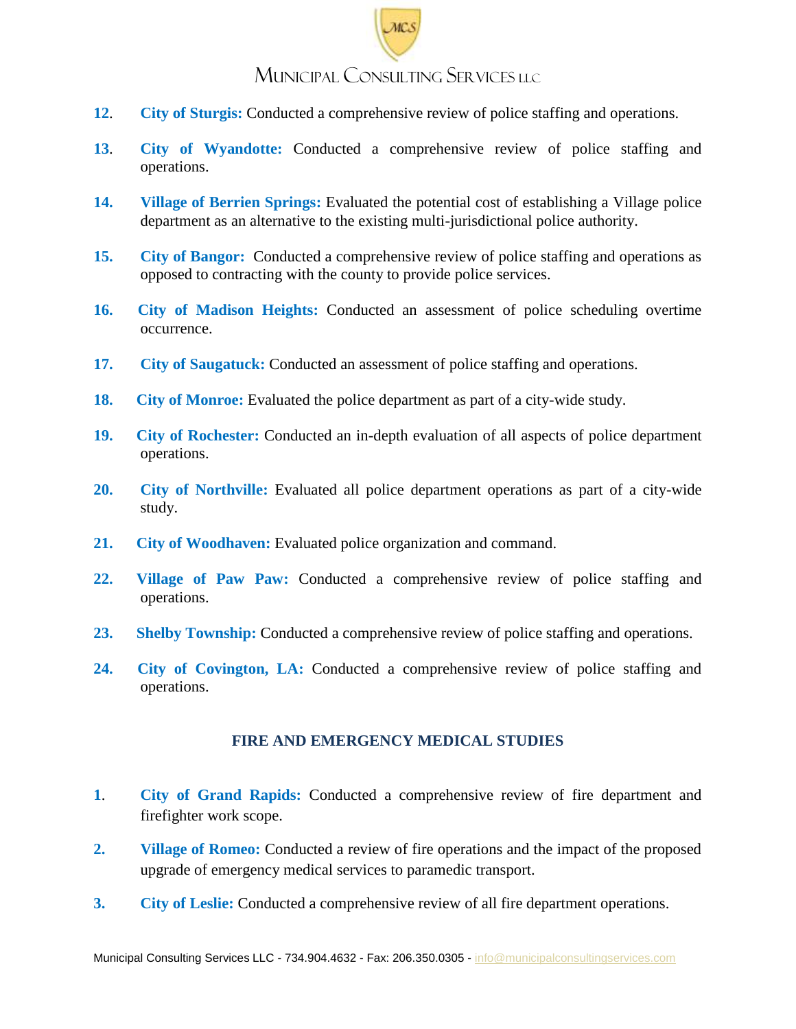12. **City of Sturgis:** Conducted a comprehensive review of police staffing and operations.

13. **City of Wyandotte:** Conducted a comprehensive review of police staffing and operations.

14. **Village of Berrien Springs:** Evaluated the potential cost of establishing a Village police department as an alternative to the existing multi-jurisdictional police authority.

15. **City of Bangor:** Conducted a comprehensive review of police staffing and operations as opposed to contracting with the county to provide police services.

16. **City of Madison Heights:** Conducted an assessment of police scheduling overtime occurrence.

17. **City of Saugatuck:** Conducted an assessment of police staffing and operations.

18. **City of Monroe:** Evaluated the police department as part of a city-wide study.

19. **City of Rochester:** Conducted an in-depth evaluation of all aspects of police department operations.

20. **City of Northville:** Evaluated all police department operations as part of a city-wide study.

21. **City of Woodhaven:** Evaluated police organization and command.

22. **Village of Paw Paw:** Conducted a comprehensive review of police staffing and operations.

23. **Shelby Township:** Conducted a comprehensive review of police staffing and operations.

24. **City of Covington, LA:** Conducted a comprehensive review of police staffing and operations.

## FIRE AND EMERGENCY MEDICAL STUDIES

1. **City of Grand Rapids:** Conducted a comprehensive review of fire department and firefighter work scope.

2. **Village of Romeo:** Conducted a review of fire operations and the impact of the proposed upgrade of emergency medical services to paramedic transport.

3. **City of Leslie:** Conducted a comprehensive review of all fire department operations.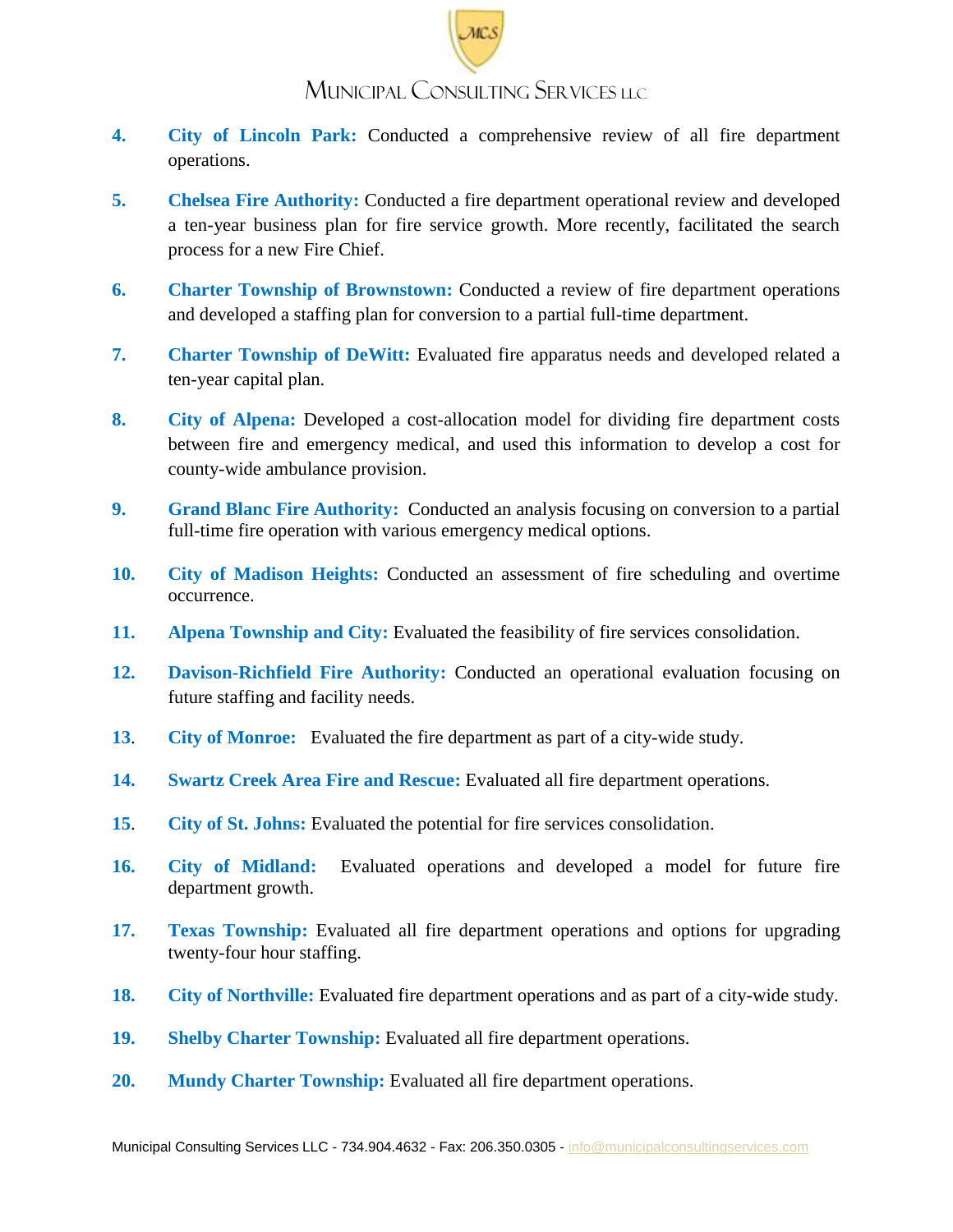4. **City of Lincoln Park:** Conducted a comprehensive review of all fire department operations.

5. **Chelsea Fire Authority:** Conducted a fire department operational review and developed a ten-year business plan for fire service growth. More recently, facilitated the search process for a new Fire Chief.

6. **Charter Township of Brownstown:** Conducted a review of fire department operations and developed a staffing plan for conversion to a partial full-time department.

7. **Charter Township of DeWitt:** Evaluated fire apparatus needs and developed related a ten-year capital plan.

8. **City of Alpena:** Developed a cost-allocation model for dividing fire department costs between fire and emergency medical, and used this information to develop a cost for county-wide ambulance provision.

9. **Grand Blanc Fire Authority:** Conducted an analysis focusing on conversion to a partial full-time fire operation with various emergency medical options.

10. **City of Madison Heights:** Conducted an assessment of fire scheduling and overtime occurrence.

11. **Alpena Township and City:** Evaluated the feasibility of fire services consolidation.

12. **Davison-Richfield Fire Authority:** Conducted an operational evaluation focusing on future staffing and facility needs.

13. **City of Monroe:** Evaluated the fire department as part of a city-wide study.

14. **Swartz Creek Area Fire and Rescue:** Evaluated all fire department operations.

15. **City of St. Johns:** Evaluated the potential for fire services consolidation.

16. **City of Midland:** Evaluated operations and developed a model for future fire department growth.

17. **Texas Township:** Evaluated all fire department operations and options for upgrading twenty-four hour staffing.

18. **City of Northville:** Evaluated fire department operations and as part of a city-wide study.

19. **Shelby Charter Township:** Evaluated all fire department operations.

20. **Mundy Charter Township:** Evaluated all fire department operations.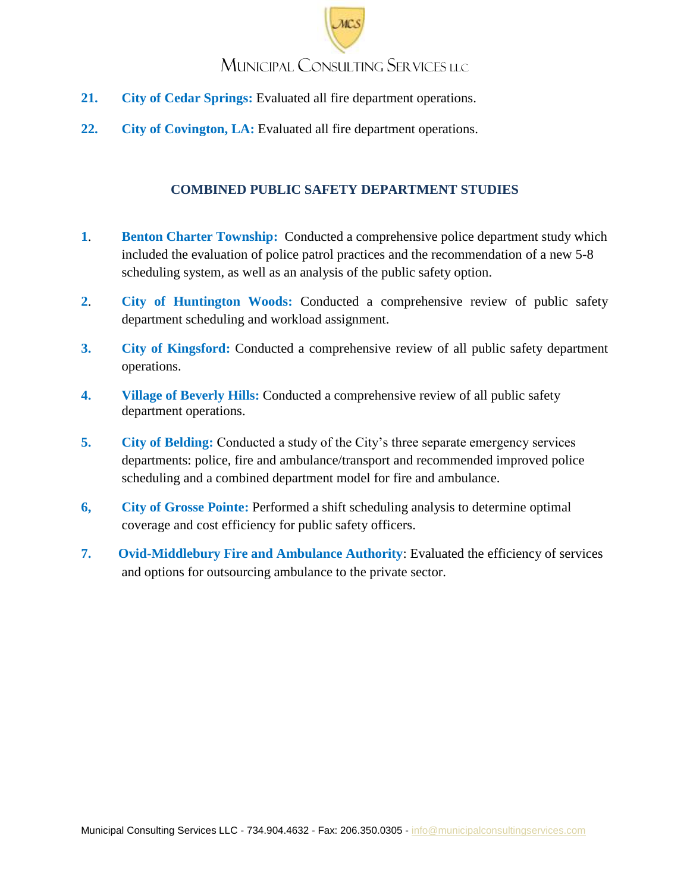21. **City of Cedar Springs:** Evaluated all fire department operations.

22. **City of Covington, LA:** Evaluated all fire department operations.

## COMBINED PUBLIC SAFETY DEPARTMENT STUDIES

1. **Benton Charter Township:** Conducted a comprehensive police department study which included the evaluation of police patrol practices and the recommendation of a new 5-8 scheduling system, as well as an analysis of the public safety option.

2. **City of Huntington Woods:** Conducted a comprehensive review of public safety department scheduling and workload assignment.

3. **City of Kingsford:** Conducted a comprehensive review of all public safety department operations.

4. **Village of Beverly Hills:** Conducted a comprehensive review of all public safety department operations.

5. **City of Belding:** Conducted a study of the City's three separate emergency services departments: police, fire and ambulance/transport and recommended improved police scheduling and a combined department model for fire and ambulance.

6, **City of Grosse Pointe:** Performed a shift scheduling analysis to determine optimal coverage and cost efficiency for public safety officers.

7. **Ovid-Middlebury Fire and Ambulance Authority**: Evaluated the efficiency of services and options for outsourcing ambulance to the private sector.